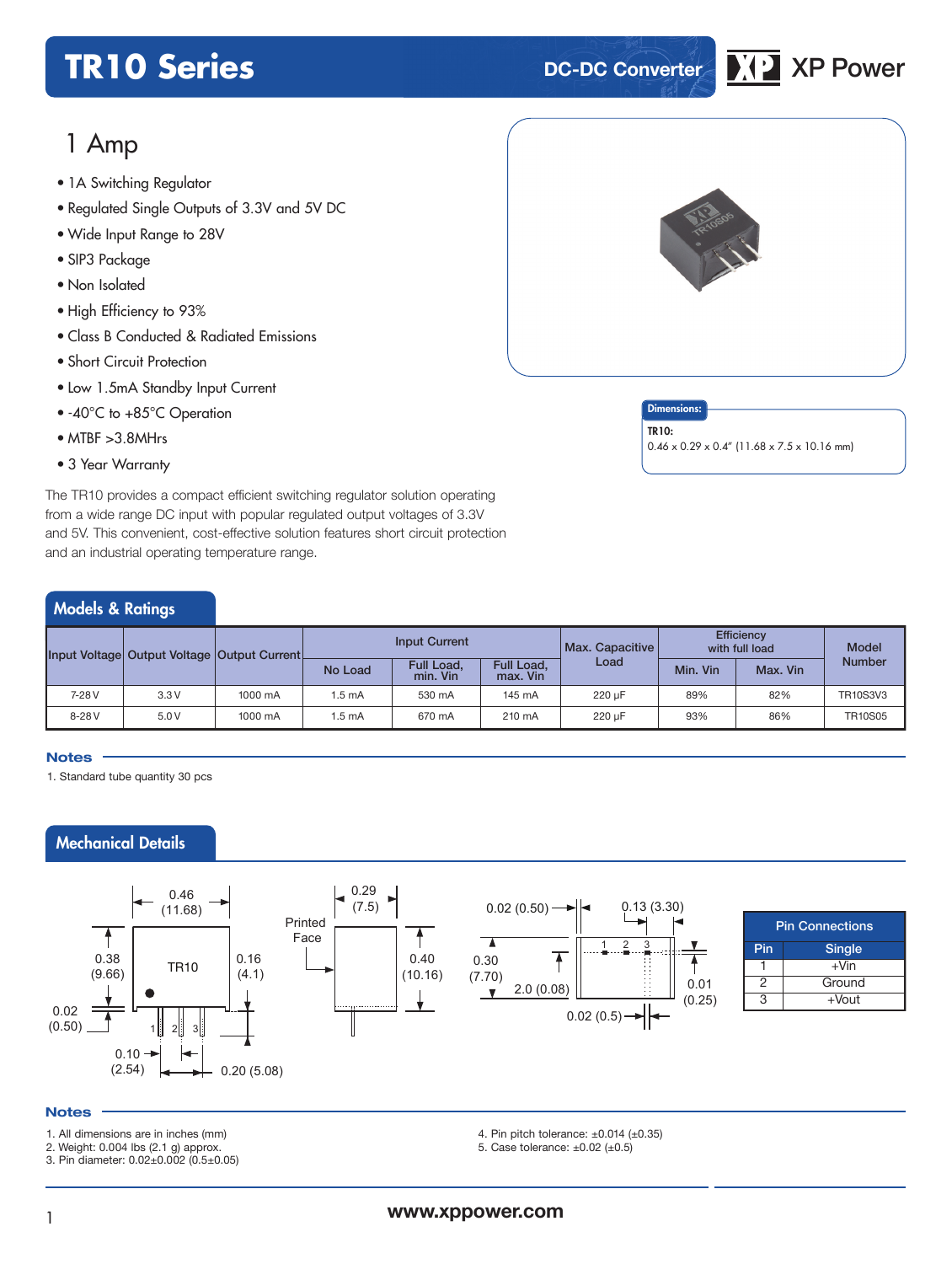# TR10 Series

DC-DC Converter

XP Power

## 1 Amp

- 1A Switching Regulator
- Regulated Single Outputs of 3.3V and 5V DC
- Wide Input Range to 28V
- SIP3 Package
- Non Isolated
- High Efficiency to 93%
- Class B Conducted & Radiated Emissions
- Short Circuit Protection
- Low 1.5mA Standby Input Current
- -40°C to +85°C Operation
- MTBF >3.8MHrs
- 3 Year Warranty

The TR10 provides a compact efficient switching regulator solution operating from a wide range DC input with popular regulated output voltages of 3.3V and 5V. This convenient, cost-effective solution features short circuit protection and an industrial operating temperature range.

**Dimensions:**

**TR10:**
0.46 x 0.29 x 0.4" (11.68 x 7.5 x 10.16 mm)

## Models & Ratings

| Input Voltage | Output Voltage | Output Current | Input Current | | | Max. Capacitive Load | Efficiency with full load | | Model Number |
|---|---|---|---|---|---|---|---|---|---|
| | | | No Load | Full Load, min. Vin | Full Load, max. Vin | | Min. Vin | Max. Vin | |
| 7-28 V | 3.3 V | 1000 mA | 1.5 mA | 530 mA | 145 mA | 220 µF | 89% | 82% | TR10S3V3 |
| 8-28 V | 5.0 V | 1000 mA | 1.5 mA | 670 mA | 210 mA | 220 µF | 93% | 86% | TR10S05 |

**Notes**

1. Standard tube quantity 30 pcs

## Mechanical Details

| Pin Connections | |
|---|---|
| **Pin** | **Single** |
| 1 | +Vin |
| 2 | Ground |
| 3 | +Vout |

**Notes**

1. All dimensions are in inches (mm)
2. Weight: 0.004 lbs (2.1 g) approx.
3. Pin diameter: 0.02±0.002 (0.5±0.05)
4. Pin pitch tolerance: ±0.014 (±0.35)
5. Case tolerance: ±0.02 (±0.5)

www.xppower.com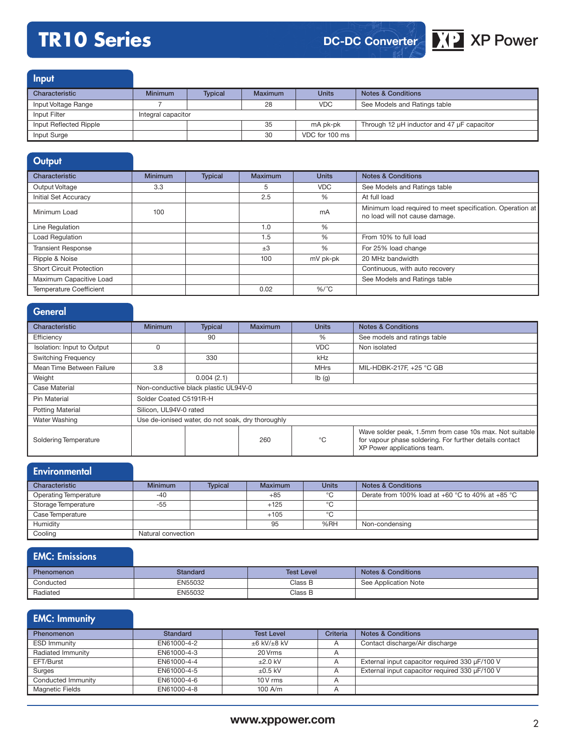# TR10 Series

DC-DC Converter

## Input

| Characteristic | Minimum | Typical | Maximum | Units | Notes & Conditions |
|---|---|---|---|---|---|
| Input Voltage Range | 7 | | 28 | VDC | See Models and Ratings table |
| Input Filter | Integral capacitor | | | | |
| Input Reflected Ripple | | | 35 | mA pk-pk | Through 12 µH inductor and 47 µF capacitor |
| Input Surge | | | 30 | VDC for 100 ms | |

## Output

| Characteristic | Minimum | Typical | Maximum | Units | Notes & Conditions |
|---|---|---|---|---|---|
| Output Voltage | 3.3 | | 5 | VDC | See Models and Ratings table |
| Initial Set Accuracy | | | 2.5 | % | At full load |
| Minimum Load | 100 | | | mA | Minimum load required to meet specification. Operation at no load will not cause damage. |
| Line Regulation | | | 1.0 | % | |
| Load Regulation | | | 1.5 | % | From 10% to full load |
| Transient Response | | | ±3 | % | For 25% load change |
| Ripple & Noise | | | 100 | mV pk-pk | 20 MHz bandwidth |
| Short Circuit Protection | | | | | Continuous, with auto recovery |
| Maximum Capacitive Load | | | | | See Models and Ratings table |
| Temperature Coefficient | | | 0.02 | %/°C | |

## General

| Characteristic | Minimum | Typical | Maximum | Units | Notes & Conditions |
|---|---|---|---|---|---|
| Efficiency | | 90 | | % | See models and ratings table |
| Isolation: Input to Output | 0 | | | VDC | Non isolated |
| Switching Frequency | | 330 | | kHz | |
| Mean Time Between Failure | 3.8 | | | MHrs | MIL-HDBK-217F, +25 °C GB |
| Weight | | 0.004 (2.1) | | lb (g) | |
| Case Material | Non-conductive black plastic UL94V-0 | | | | |
| Pin Material | Solder Coated C5191R-H | | | | |
| Potting Material | Silicon, UL94V-0 rated | | | | |
| Water Washing | Use de-ionised water, do not soak, dry thoroughly | | | | |
| Soldering Temperature | | | 260 | °C | Wave solder peak, 1.5mm from case 10s max. Not suitable for vapour phase soldering. For further details contact XP Power applications team. |

## Environmental

| Characteristic | Minimum | Typical | Maximum | Units | Notes & Conditions |
|---|---|---|---|---|---|
| Operating Temperature | -40 | | +85 | °C | Derate from 100% load at +60 °C to 40% at +85 °C |
| Storage Temperature | -55 | | +125 | °C | |
| Case Temperature | | | +105 | °C | |
| Humidity | | | 95 | %RH | Non-condensing |
| Cooling | Natural convection | | | | |

## EMC: Emissions

| Phenomenon | Standard | Test Level | Notes & Conditions |
|---|---|---|---|
| Conducted | EN55032 | Class B | See Application Note |
| Radiated | EN55032 | Class B | |

## EMC: Immunity

| Phenomenon | Standard | Test Level | Criteria | Notes & Conditions |
|---|---|---|---|---|
| ESD Immunity | EN61000-4-2 | ±6 kV/±8 kV | A | Contact discharge/Air discharge |
| Radiated Immunity | EN61000-4-3 | 20 Vrms | A | |
| EFT/Burst | EN61000-4-4 | ±2.0 kV | A | External input capacitor required 330 µF/100 V |
| Surges | EN61000-4-5 | ±0.5 kV | A | External input capacitor required 330 µF/100 V |
| Conducted Immunity | EN61000-4-6 | 10 V rms | A | |
| Magnetic Fields | EN61000-4-8 | 100 A/m | A | |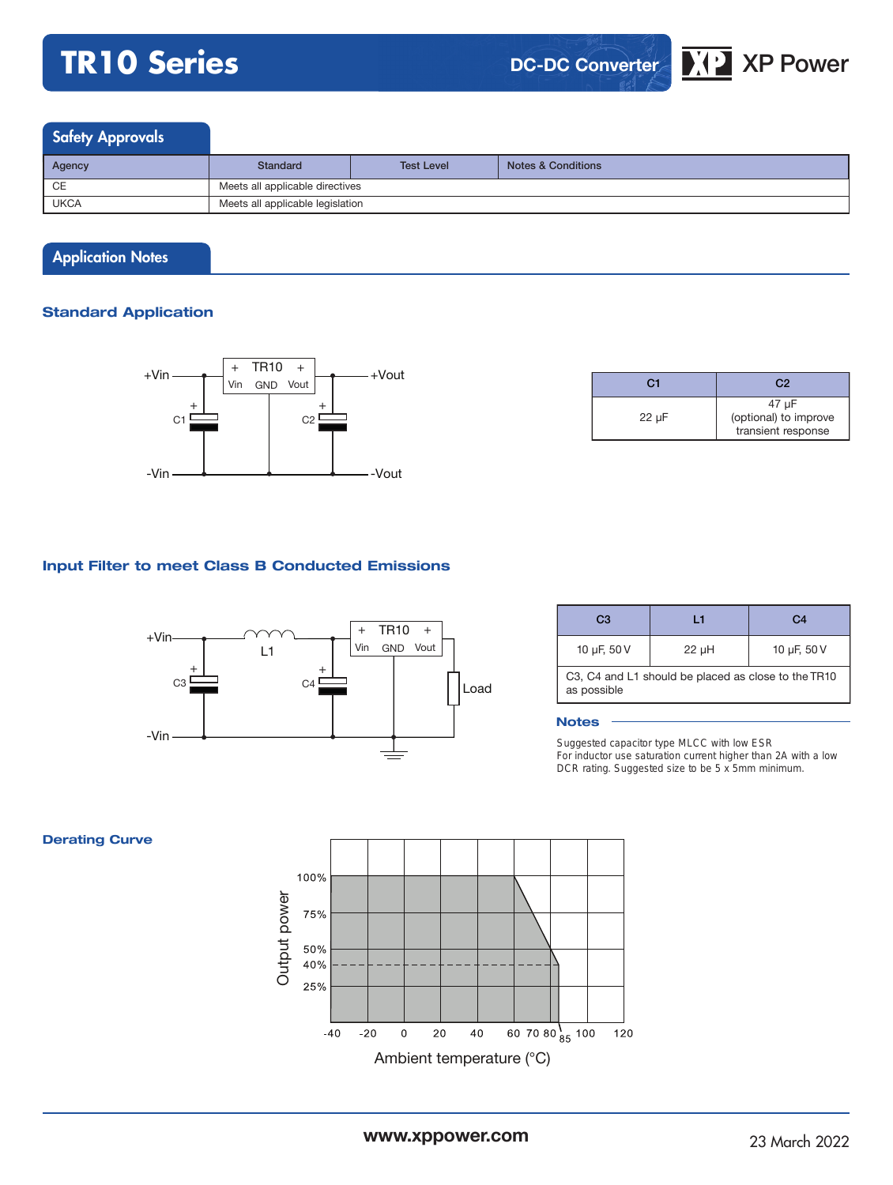# TR10 Series

DC-DC Converter

## Safety Approvals

| Agency | Standard | Test Level | Notes & Conditions |
|---|---|---|---|
| CE | Meets all applicable directives | | |
| UKCA | Meets all applicable legislation | | |

## Application Notes

### Standard Application

+Vin
-Vin
C1
TR10
Vin GND Vout
C2
+Vout
-Vout

| C1 | C2 |
|---|---|
| 22 µF | 47 µF (optional) to improve transient response |

### Input Filter to meet Class B Conducted Emissions

+Vin
-Vin
L1
C3
C4
TR10
Vin GND Vout
Load

| C3 | L1 | C4 |
|---|---|---|
| 10 µF, 50 V | 22 µH | 10 µF, 50 V |
| C3, C4 and L1 should be placed as close to the TR10 as possible | | |

#### Notes

Suggested capacitor type MLCC with low ESR
For inductor use saturation current higher than 2A with a low DCR rating. Suggested size to be 5 x 5mm minimum.

### Derating Curve

Output power
100%
75%
50%
40%
25%
-40 -20 0 20 40 60 70 80 85 100 120
Ambient temperature (°C)

www.xppower.com

23 March 2022